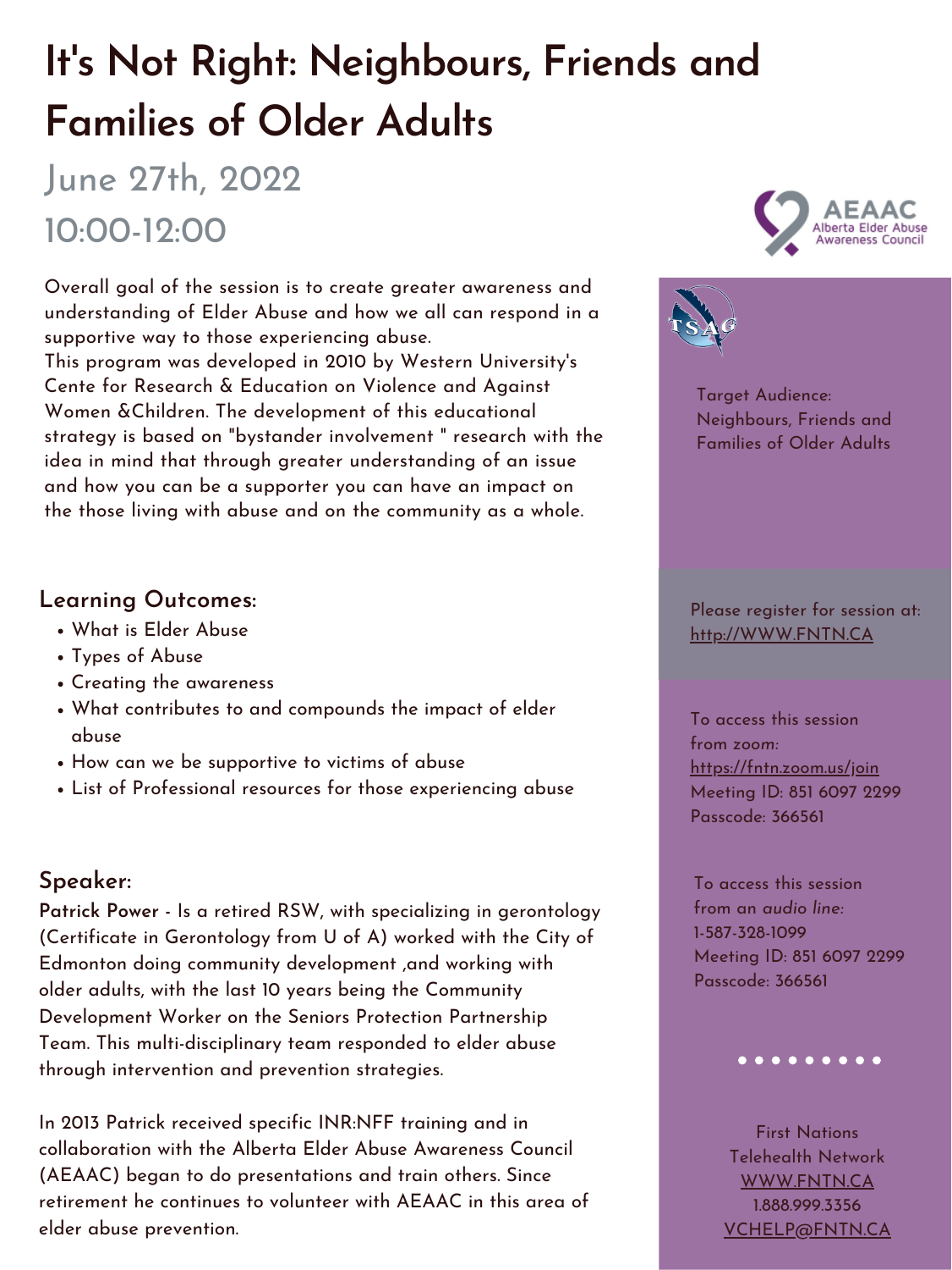# It's Not Right: Neighbours, Friends and Families of Older Adults

## June 27th, 2022
## 10:00-12:00

Overall goal of the session is to create greater awareness and understanding of Elder Abuse and how we all can respond in a supportive way to those experiencing abuse.
This program was developed in 2010 by Western University's Cente for Research & Education on Violence and Against Women &Children. The development of this educational strategy is based on "bystander involvement " research with the idea in mind that through greater understanding of an issue and how you can be a supporter you can have an impact on the those living with abuse and on the community as a whole.

### Learning Outcomes:

- What is Elder Abuse
- Types of Abuse
- Creating the awareness
- What contributes to and compounds the impact of elder abuse
- How can we be supportive to victims of abuse
- List of Professional resources for those experiencing abuse

### Speaker:

**Patrick Power** - Is a retired RSW, with specializing in gerontology (Certificate in Gerontology from U of A) worked with the City of Edmonton doing community development ,and working with older adults, with the last 10 years being the Community Development Worker on the Seniors Protection Partnership Team. This multi-disciplinary team responded to elder abuse through intervention and prevention strategies.

In 2013 Patrick received specific INR:NFF training and in collaboration with the Alberta Elder Abuse Awareness Council (AEAAC) began to do presentations and train others. Since retirement he continues to volunteer with AEAAC in this area of elder abuse prevention.

AEAAC Alberta Elder Abuse Awareness Council

TSAG

Target Audience: Neighbours, Friends and Families of Older Adults

Please register for session at: http://WWW.FNTN.CA

To access this session from *zoom:*
https://fntn.zoom.us/join
Meeting ID: 851 6097 2299
Passcode: 366561

To access this session from an *audio line:*
1-587-328-1099
Meeting ID: 851 6097 2299
Passcode: 366561

First Nations Telehealth Network
WWW.FNTN.CA
1.888.999.3356
VCHELP@FNTN.CA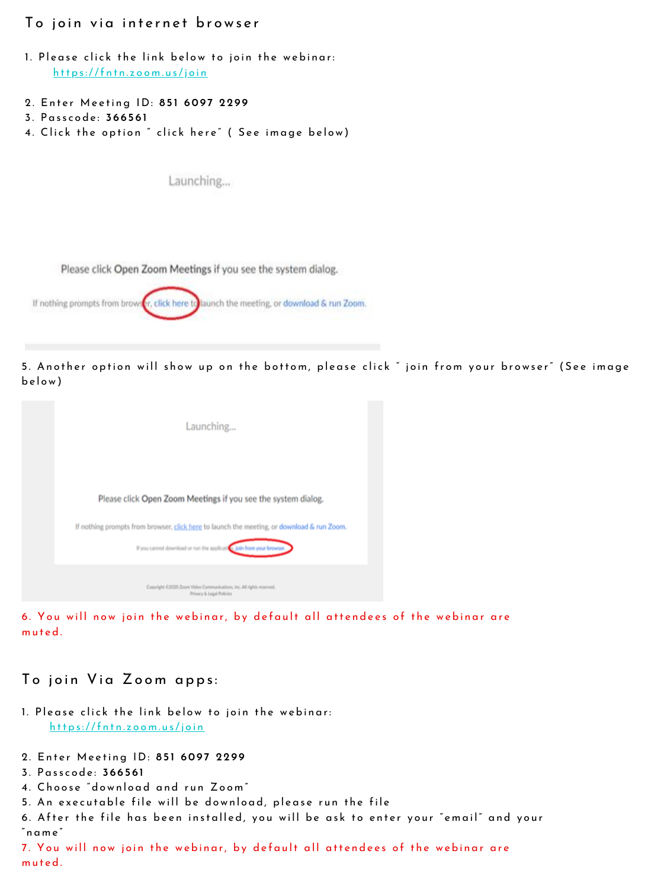## To join via internet browser

1. Please click the link below to join the webinar:
   https://fntn.zoom.us/join

2. Enter Meeting ID: **851 6097 2299**
3. Passcode: **366561**
4. Click the option " click here" ( See image below)

5. Another option will show up on the bottom, please click " join from your browser" (See image below)

6. You will now join the webinar, by default all attendees of the webinar are muted.

## To join Via Zoom apps:

1. Please click the link below to join the webinar:
   https://fntn.zoom.us/join

2. Enter Meeting ID: **851 6097 2299**
3. Passcode: **366561**
4. Choose "download and run Zoom"
5. An executable file will be download, please run the file
6. After the file has been installed, you will be ask to enter your "email" and your "name"
7. You will now join the webinar, by default all attendees of the webinar are muted.